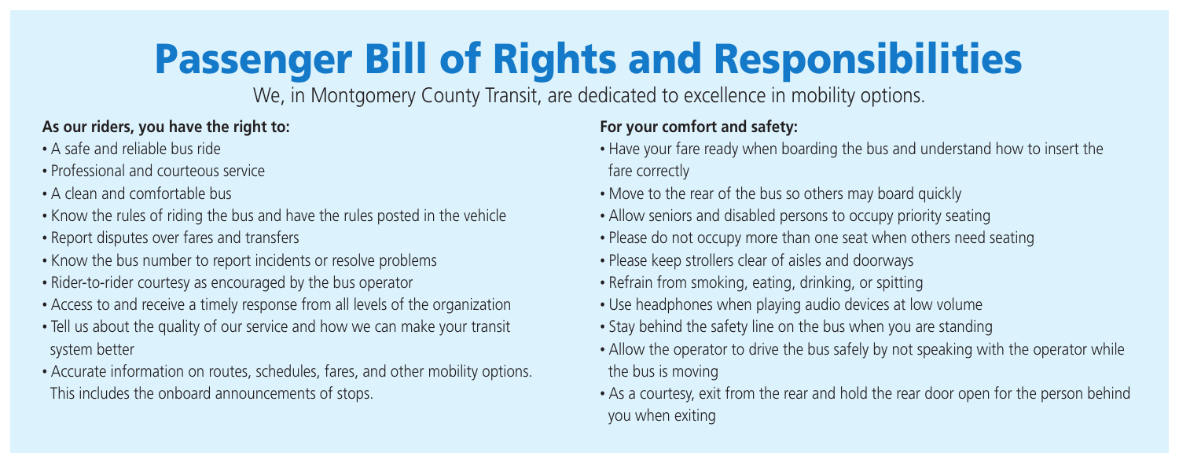# Passenger Bill of Rights and Responsibilities

We, in Montgomery County Transit, are dedicated to excellence in mobility options.

**As our riders, you have the right to:**

- A safe and reliable bus ride
- Professional and courteous service
- A clean and comfortable bus
- Know the rules of riding the bus and have the rules posted in the vehicle
- Report disputes over fares and transfers
- Know the bus number to report incidents or resolve problems
- Rider-to-rider courtesy as encouraged by the bus operator
- Access to and receive a timely response from all levels of the organization
- Tell us about the quality of our service and how we can make your transit system better
- Accurate information on routes, schedules, fares, and other mobility options. This includes the onboard announcements of stops.

**For your comfort and safety:**

- Have your fare ready when boarding the bus and understand how to insert the fare correctly
- Move to the rear of the bus so others may board quickly
- Allow seniors and disabled persons to occupy priority seating
- Please do not occupy more than one seat when others need seating
- Please keep strollers clear of aisles and doorways
- Refrain from smoking, eating, drinking, or spitting
- Use headphones when playing audio devices at low volume
- Stay behind the safety line on the bus when you are standing
- Allow the operator to drive the bus safely by not speaking with the operator while the bus is moving
- As a courtesy, exit from the rear and hold the rear door open for the person behind you when exiting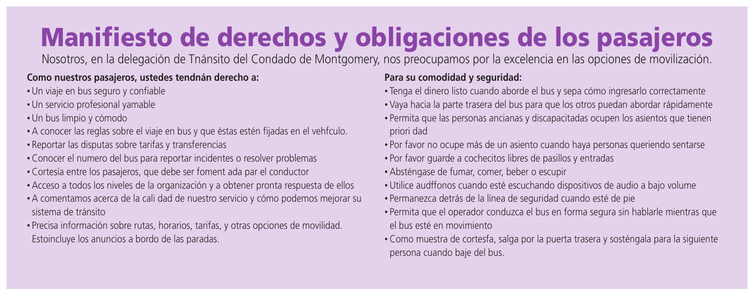# Manifiesto de derechos y obligaciones de los pasajeros

Nosotros, en la delegación de Tnánsito del Condado de Montgomery, nos preocupamos por la excelencia en las opciones de movilización.

**Como nuestros pasajeros, ustedes tendnán derecho a:**

- Un viaje en bus seguro y confiable
- Un servicio profesional yamable
- Un bus limpio y cómodo
- A conocer las reglas sobre el viaje en bus y que éstas estén fijadas en el vehfculo.
- Reportar las disputas sobre tarifas y transferencias
- Conocer el numero del bus para reportar incidentes o resolver problemas
- Cortesía entre los pasajeros, que debe ser foment ada par el conductor
- Acceso a todos los niveles de la organización y a obtener pronta respuesta de ellos
- A comentamos acerca de la cali dad de nuestro servicio y cómo podemos mejorar su sistema de tránsito
- Precisa información sobre rutas, horarios, tarifas, y otras opciones de movilidad. Estoincluye los anuncios a bordo de las paradas.

**Para su comodidad y seguridad:**

- Tenga el dinero listo cuando aborde el bus y sepa cómo ingresarlo correctamente
- Vaya hacia la parte trasera del bus para que los otros puedan abordar rápidamente
- Permita que las personas ancianas y discapacitadas ocupen los asientos que tienen priori dad
- Por favor no ocupe más de un asiento cuando haya personas queriendo sentarse
- Por favor guarde a cochecitos libres de pasillos y entradas
- Absténgase de fumar, comer, beber o escupir
- Utilice audffonos cuando esté escuchando dispositivos de audio a bajo volume
- Permanezca detrás de la línea de seguridad cuando esté de pie
- Permita que el operador conduzca el bus en forma segura sin hablarle mientras que el bus esté en movimiento
- Como muestra de cortesfa, salga por la puerta trasera y sosténgala para la siguiente persona cuando baje del bus.